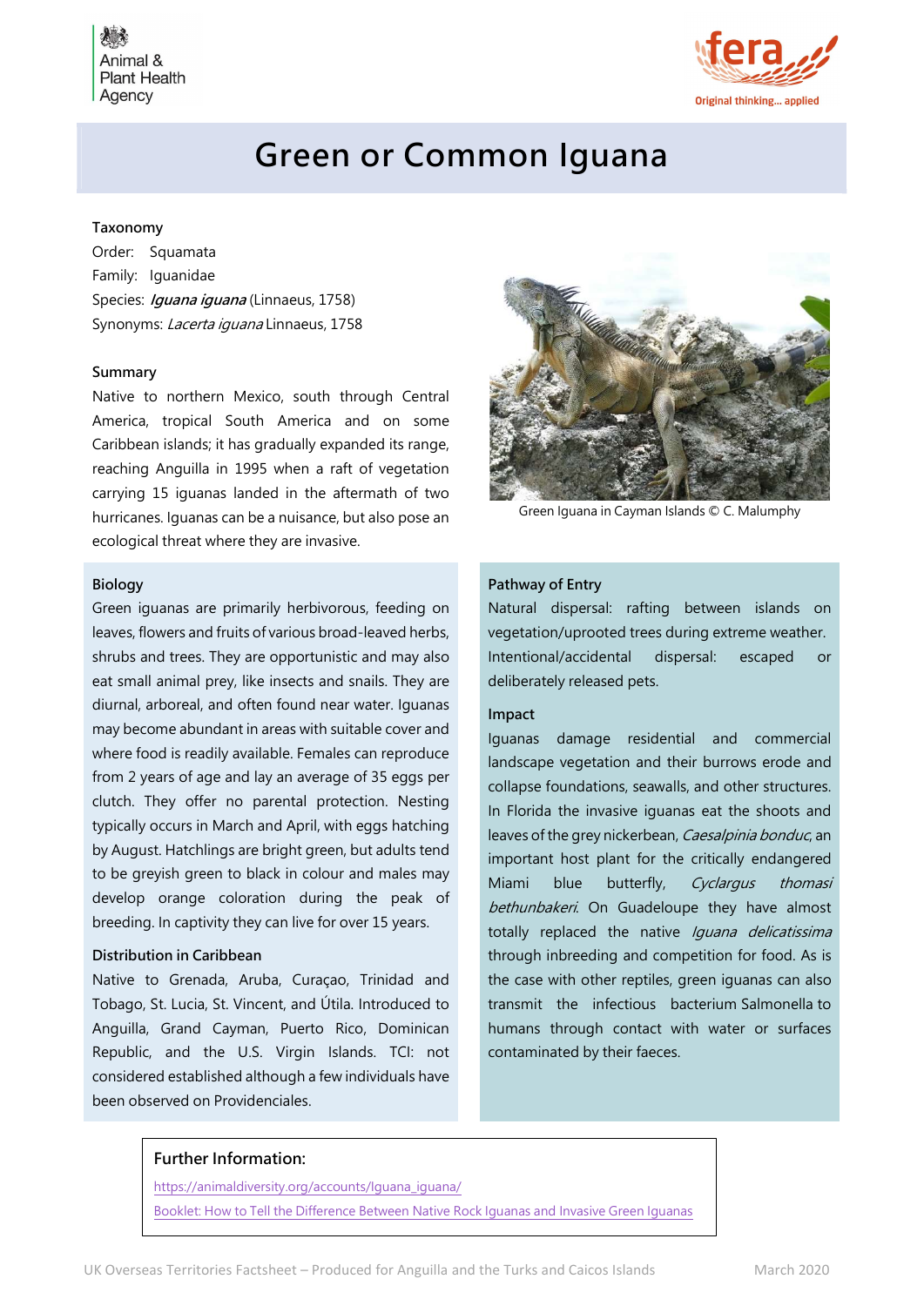Animal & Plant Health Agency

fera — Original thinking... applied

# Green or Common Iguana

### Taxonomy

Order: Squamata
Family: Iguanidae
Species: ***Iguana iguana*** (Linnaeus, 1758)
Synonyms: *Lacerta iguana* Linnaeus, 1758

### Summary

Native to northern Mexico, south through Central America, tropical South America and on some Caribbean islands; it has gradually expanded its range, reaching Anguilla in 1995 when a raft of vegetation carrying 15 iguanas landed in the aftermath of two hurricanes. Iguanas can be a nuisance, but also pose an ecological threat where they are invasive.

Green Iguana in Cayman Islands © C. Malumphy

### Biology

Green iguanas are primarily herbivorous, feeding on leaves, flowers and fruits of various broad-leaved herbs, shrubs and trees. They are opportunistic and may also eat small animal prey, like insects and snails. They are diurnal, arboreal, and often found near water. Iguanas may become abundant in areas with suitable cover and where food is readily available. Females can reproduce from 2 years of age and lay an average of 35 eggs per clutch. They offer no parental protection. Nesting typically occurs in March and April, with eggs hatching by August. Hatchlings are bright green, but adults tend to be greyish green to black in colour and males may develop orange coloration during the peak of breeding. In captivity they can live for over 15 years.

### Distribution in Caribbean

Native to Grenada, Aruba, Curaçao, Trinidad and Tobago, St. Lucia, St. Vincent, and Útila. Introduced to Anguilla, Grand Cayman, Puerto Rico, Dominican Republic, and the U.S. Virgin Islands. TCI: not considered established although a few individuals have been observed on Providenciales.

### Pathway of Entry

Natural dispersal: rafting between islands on vegetation/uprooted trees during extreme weather.
Intentional/accidental dispersal: escaped or deliberately released pets.

### Impact

Iguanas damage residential and commercial landscape vegetation and their burrows erode and collapse foundations, seawalls, and other structures. In Florida the invasive iguanas eat the shoots and leaves of the grey nickerbean, *Caesalpinia bonduc*, an important host plant for the critically endangered Miami blue butterfly, *Cyclargus thomasi bethunbakeri*. On Guadeloupe they have almost totally replaced the native *Iguana delicatissima* through inbreeding and competition for food. As is the case with other reptiles, green iguanas can also transmit the infectious bacterium Salmonella to humans through contact with water or surfaces contaminated by their faeces.

### Further Information:

https://animaldiversity.org/accounts/Iguana_iguana/

Booklet: How to Tell the Difference Between Native Rock Iguanas and Invasive Green Iguanas

UK Overseas Territories Factsheet – Produced for Anguilla and the Turks and Caicos Islands — March 2020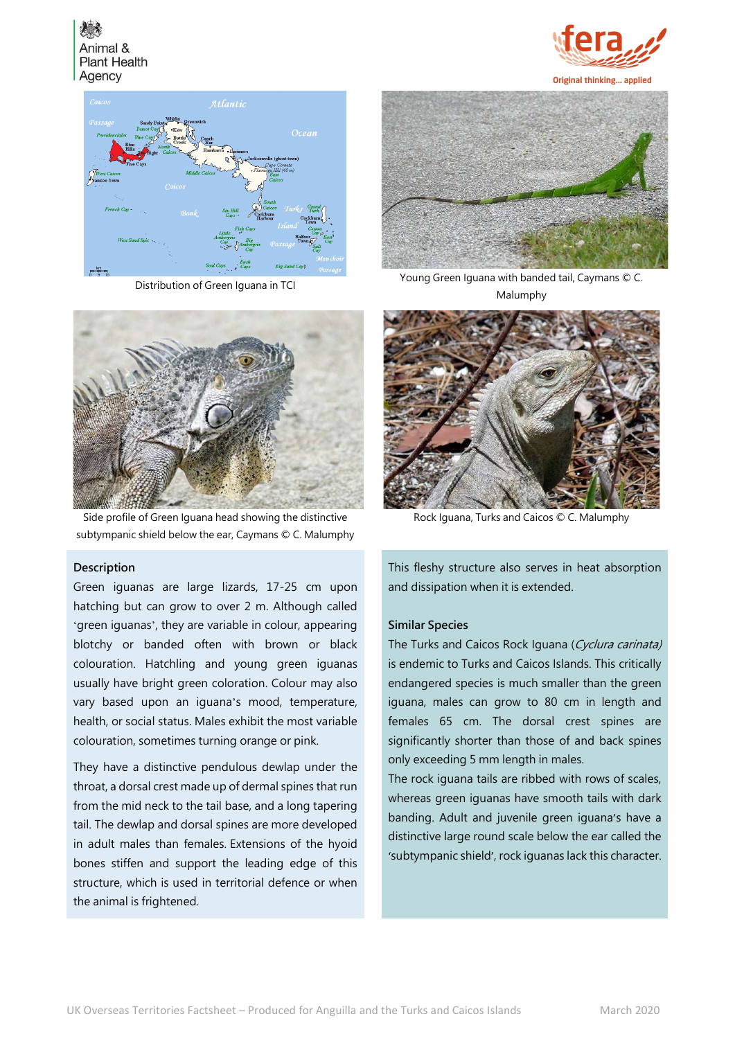Distribution of Green Iguana in TCI

Young Green Iguana with banded tail, Caymans © C. Malumphy

Side profile of Green Iguana head showing the distinctive subtympanic shield below the ear, Caymans © C. Malumphy

Rock Iguana, Turks and Caicos © C. Malumphy

### Description

Green iguanas are large lizards, 17-25 cm upon hatching but can grow to over 2 m. Although called 'green iguanas', they are variable in colour, appearing blotchy or banded often with brown or black colouration. Hatchling and young green iguanas usually have bright green coloration. Colour may also vary based upon an iguana's mood, temperature, health, or social status. Males exhibit the most variable colouration, sometimes turning orange or pink.

They have a distinctive pendulous dewlap under the throat, a dorsal crest made up of dermal spines that run from the mid neck to the tail base, and a long tapering tail. The dewlap and dorsal spines are more developed in adult males than females. Extensions of the hyoid bones stiffen and support the leading edge of this structure, which is used in territorial defence or when the animal is frightened. This fleshy structure also serves in heat absorption and dissipation when it is extended.

### Similar Species

The Turks and Caicos Rock Iguana (*Cyclura carinata)* is endemic to Turks and Caicos Islands. This critically endangered species is much smaller than the green iguana, males can grow to 80 cm in length and females 65 cm. The dorsal crest spines are significantly shorter than those of and back spines only exceeding 5 mm length in males.

The rock iguana tails are ribbed with rows of scales, whereas green iguanas have smooth tails with dark banding. Adult and juvenile green iguana's have a distinctive large round scale below the ear called the 'subtympanic shield', rock iguanas lack this character.